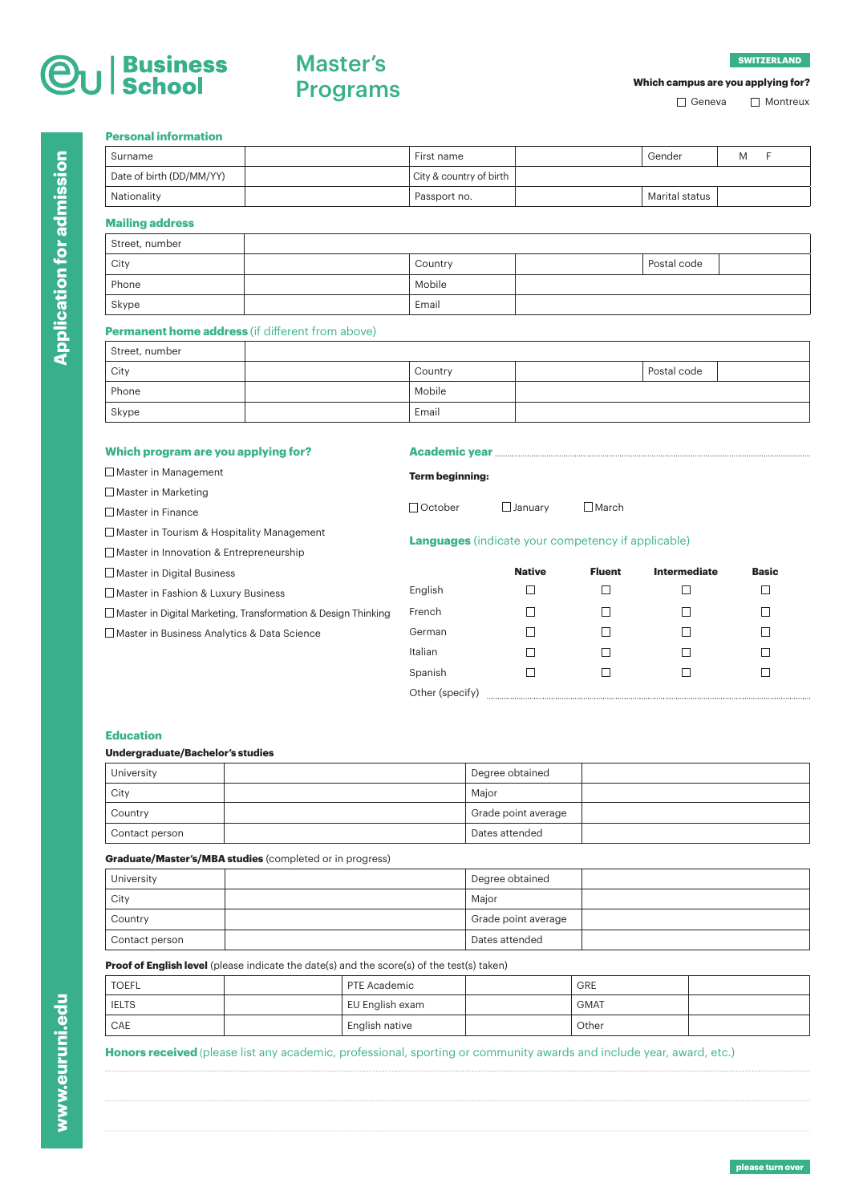# eu | Business School

# Master's Programs

**SWITZERLAND**

**Which campus are you applying for?**

☐ Geneva ☐ Montreux

## Application for admission

### Personal information

| | | | | | |
|---|---|---|---|---|---|
| Surname | | First name | | Gender | M F |
| Date of birth (DD/MM/YY) | | City & country of birth | | | |
| Nationality | | Passport no. | | Marital status | |

### Mailing address

| | | | | | |
|---|---|---|---|---|---|
| Street, number | | | | | |
| City | | Country | | Postal code | |
| Phone | | Mobile | | | |
| Skype | | Email | | | |

### Permanent home address (if different from above)

| | | | | | |
|---|---|---|---|---|---|
| Street, number | | | | | |
| City | | Country | | Postal code | |
| Phone | | Mobile | | | |
| Skype | | Email | | | |

### Which program are you applying for?

☐ Master in Management
☐ Master in Marketing
☐ Master in Finance
☐ Master in Tourism & Hospitality Management
☐ Master in Innovation & Entrepreneurship
☐ Master in Digital Business
☐ Master in Fashion & Luxury Business
☐ Master in Digital Marketing, Transformation & Design Thinking
☐ Master in Business Analytics & Data Science

### Academic year ..................

**Term beginning:**

☐ October ☐ January ☐ March

### Languages (indicate your competency if applicable)

| | Native | Fluent | Intermediate | Basic |
|---|---|---|---|---|
| English | ☐ | ☐ | ☐ | ☐ |
| French | ☐ | ☐ | ☐ | ☐ |
| German | ☐ | ☐ | ☐ | ☐ |
| Italian | ☐ | ☐ | ☐ | ☐ |
| Spanish | ☐ | ☐ | ☐ | ☐ |

Other (specify) ..................

### Education

**Undergraduate/Bachelor's studies**

| | | | |
|---|---|---|---|
| University | | Degree obtained | |
| City | | Major | |
| Country | | Grade point average | |
| Contact person | | Dates attended | |

**Graduate/Master's/MBA studies** (completed or in progress)

| | | | |
|---|---|---|---|
| University | | Degree obtained | |
| City | | Major | |
| Country | | Grade point average | |
| Contact person | | Dates attended | |

**Proof of English level** (please indicate the date(s) and the score(s) of the test(s) taken)

| | | | | | |
|---|---|---|---|---|---|
| TOEFL | | PTE Academic | | GRE | |
| IELTS | | EU English exam | | GMAT | |
| CAE | | English native | | Other | |

### Honors received (please list any academic, professional, sporting or community awards and include year, award, etc.)

..................

..................

..................

www.euruni.edu

please turn over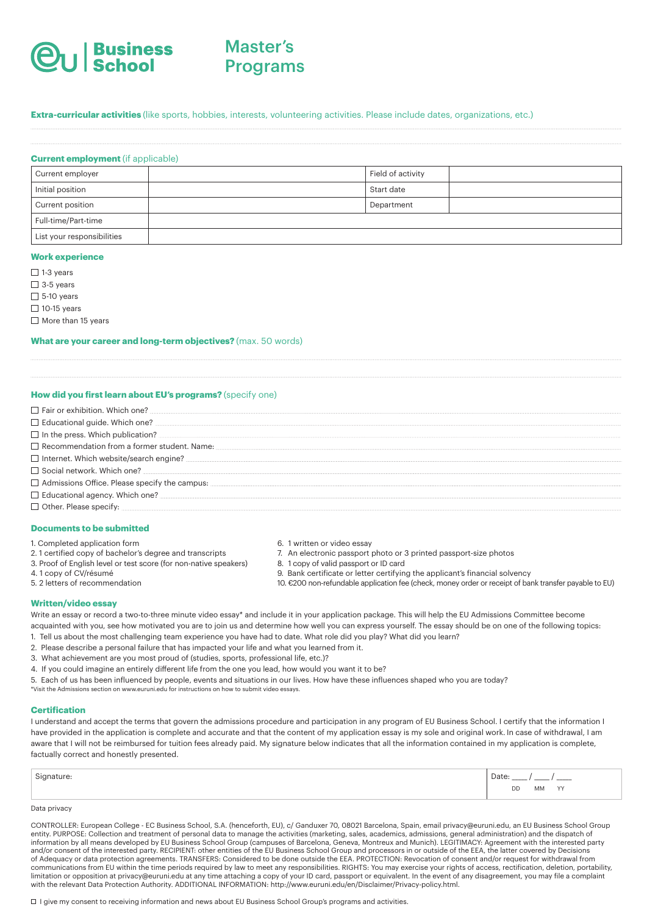eu | Business School

# Master's Programs

**Extra-curricular activities** (like sports, hobbies, interests, volunteering activities. Please include dates, organizations, etc.)

**Current employment** (if applicable)

| | | | |
|---|---|---|---|
| Current employer | | Field of activity | |
| Initial position | | Start date | |
| Current position | | Department | |
| Full-time/Part-time | | | |
| List your responsibilities | | | |

**Work experience**

- ☐ 1-3 years
- ☐ 3-5 years
- ☐ 5-10 years
- ☐ 10-15 years
- ☐ More than 15 years

**What are your career and long-term objectives?** (max. 50 words)

**How did you first learn about EU's programs?** (specify one)

- ☐ Fair or exhibition. Which one?
- ☐ Educational guide. Which one?
- ☐ In the press. Which publication?
- ☐ Recommendation from a former student. Name:
- ☐ Internet. Which website/search engine?
- ☐ Social network. Which one?
- ☐ Admissions Office. Please specify the campus:
- ☐ Educational agency. Which one?
- ☐ Other. Please specify:

**Documents to be submitted**

1. Completed application form
2. 1 certified copy of bachelor's degree and transcripts
3. Proof of English level or test score (for non-native speakers)
4. 1 copy of CV/résumé
5. 2 letters of recommendation
6. 1 written or video essay
7. An electronic passport photo or 3 printed passport-size photos
8. 1 copy of valid passport or ID card
9. Bank certificate or letter certifying the applicant's financial solvency
10. €200 non-refundable application fee (check, money order or receipt of bank transfer payable to EU)

**Written/video essay**

Write an essay or record a two-to-three minute video essay* and include it in your application package. This will help the EU Admissions Committee become acquainted with you, see how motivated you are to join us and determine how well you can express yourself. The essay should be on one of the following topics:

1. Tell us about the most challenging team experience you have had to date. What role did you play? What did you learn?
2. Please describe a personal failure that has impacted your life and what you learned from it.
3. What achievement are you most proud of (studies, sports, professional life, etc.)?
4. If you could imagine an entirely different life from the one you lead, how would you want it to be?
5. Each of us has been influenced by people, events and situations in our lives. How have these influences shaped who you are today?

*Visit the Admissions section on www.euruni.edu for instructions on how to submit video essays.

**Certification**

I understand and accept the terms that govern the admissions procedure and participation in any program of EU Business School. I certify that the information I have provided in the application is complete and accurate and that the content of my application essay is my sole and original work. In case of withdrawal, I am aware that I will not be reimbursed for tuition fees already paid. My signature below indicates that all the information contained in my application is complete, factually correct and honestly presented.

| | |
|---|---|
| Signature: | Date: ____ / ____ / ____ (DD MM YY) |

Data privacy

CONTROLLER: European College - EC Business School, S.A. (henceforth, EU), c/ Ganduxer 70, 08021 Barcelona, Spain, email privacy@euruni.edu, an EU Business School Group entity. PURPOSE: Collection and treatment of personal data to manage the activities (marketing, sales, academics, admissions, general administration) and the dispatch of information by all means developed by EU Business School Group (campuses of Barcelona, Geneva, Montreux and Munich). LEGITIMACY: Agreement with the interested party and/or consent of the interested party. RECIPIENT: other entities of the EU Business School Group and processors in or outside of the EEA, the latter covered by Decisions of Adequacy or data protection agreements. TRANSFERS: Considered to be done outside the EEA. PROTECTION: Revocation of consent and/or request for withdrawal from communications from EU within the time periods required by law to meet any responsibilities. RIGHTS: You may exercise your rights of access, rectification, deletion, portability, limitation or opposition at privacy@euruni.edu at any time attaching a copy of your ID card, passport or equivalent. In the event of any disagreement, you may file a complaint with the relevant Data Protection Authority. ADDITIONAL INFORMATION: http://www.euruni.edu/en/Disclaimer/Privacy-policy.html.

☐ I give my consent to receiving information and news about EU Business School Group's programs and activities.